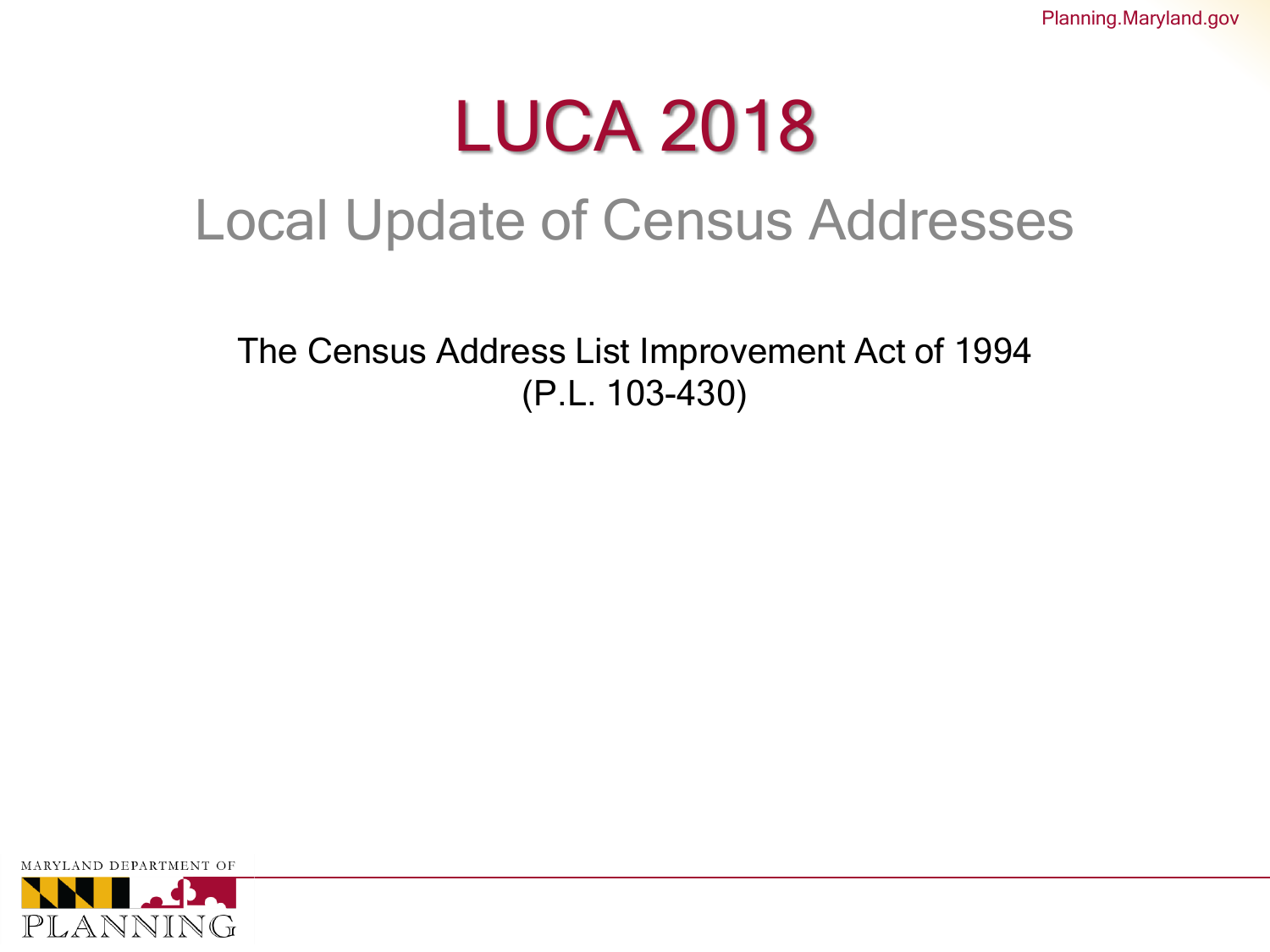# LUCA 2018

## Local Update of Census Addresses

The Census Address List Improvement Act of 1994
(P.L. 103-430)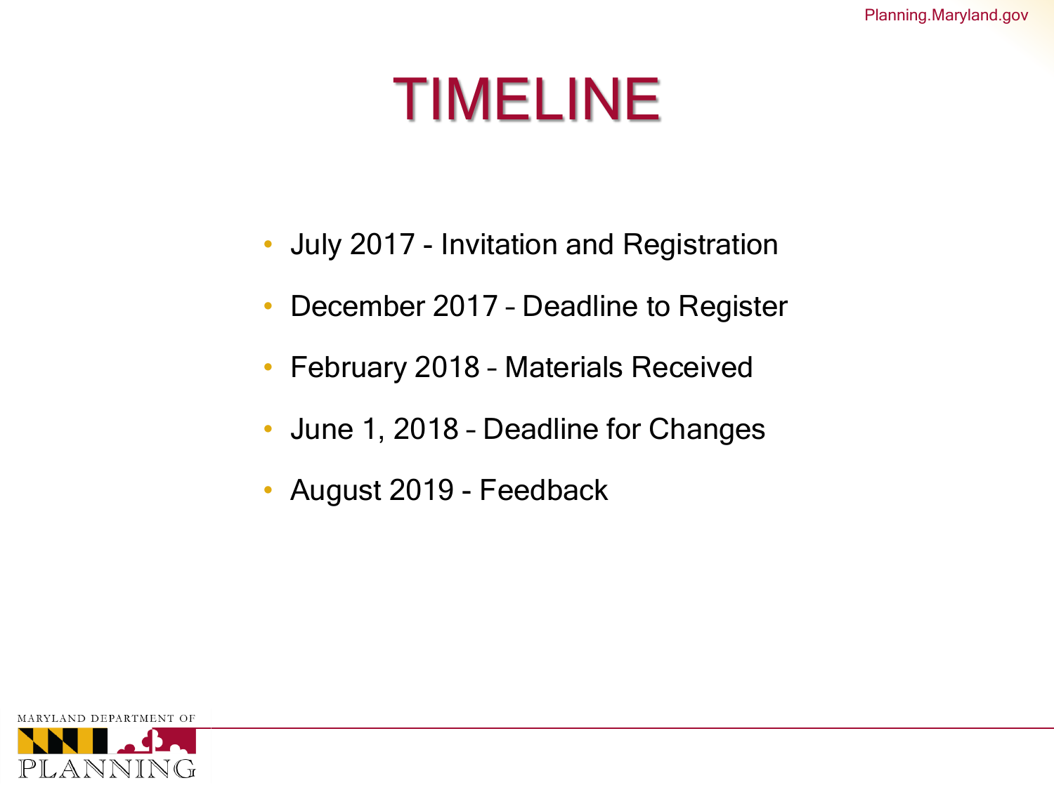# TIMELINE

- July 2017 - Invitation and Registration
- December 2017 – Deadline to Register
- February 2018 – Materials Received
- June 1, 2018 – Deadline for Changes
- August 2019 - Feedback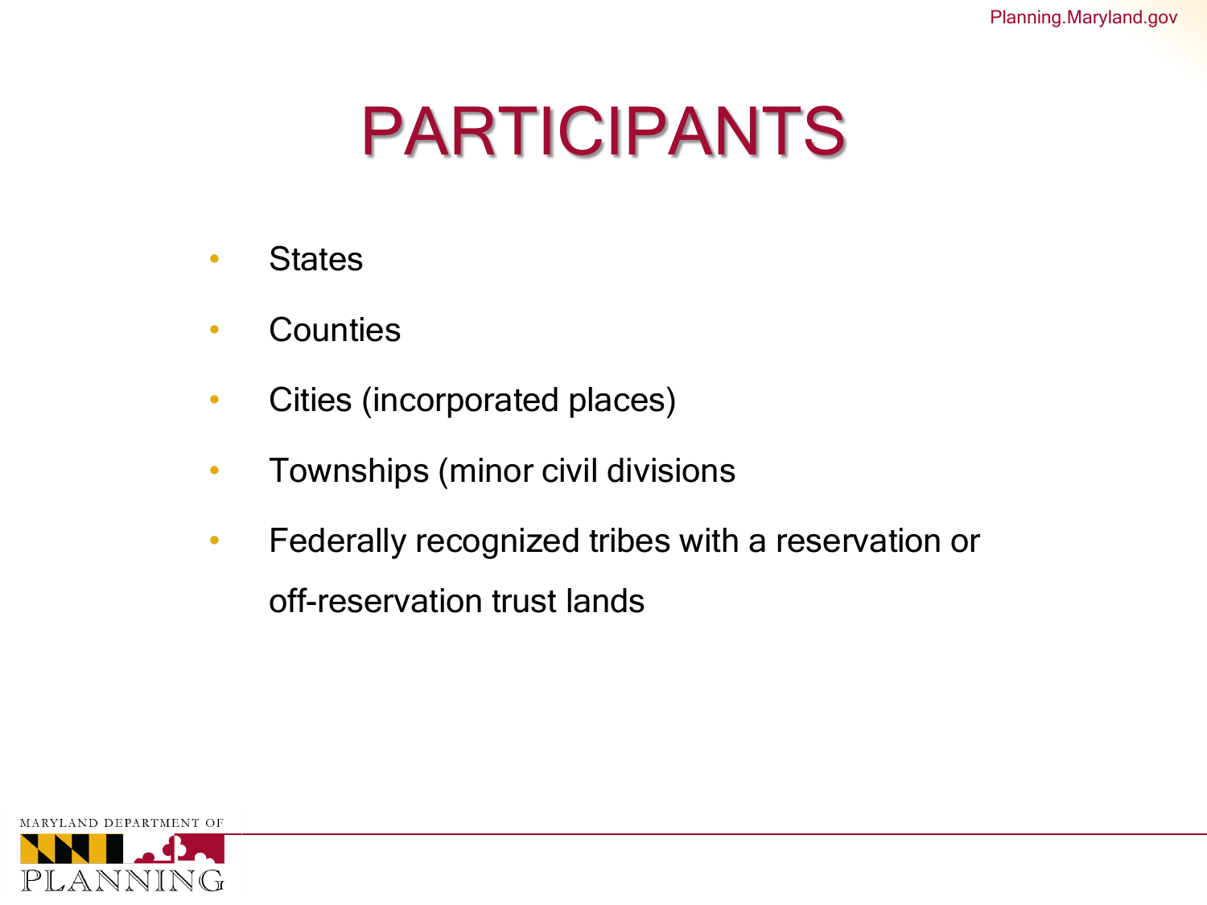# PARTICIPANTS

- States
- Counties
- Cities (incorporated places)
- Townships (minor civil divisions
- Federally recognized tribes with a reservation or off-reservation trust lands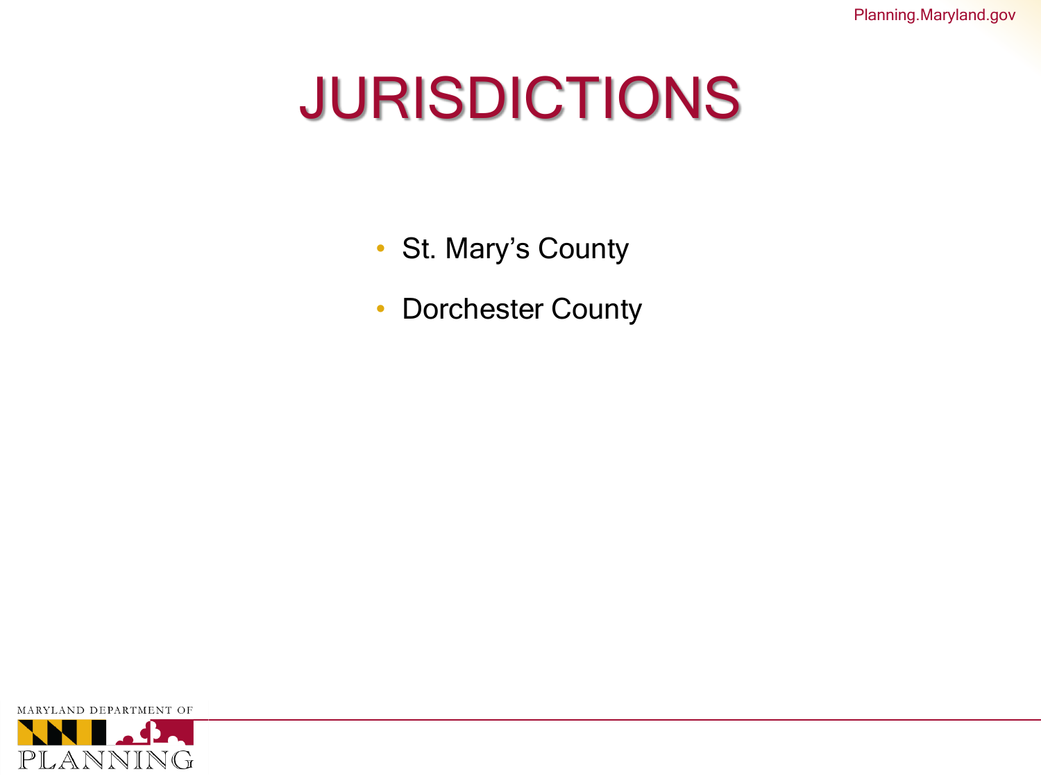# JURISDICTIONS

- St. Mary's County
- Dorchester County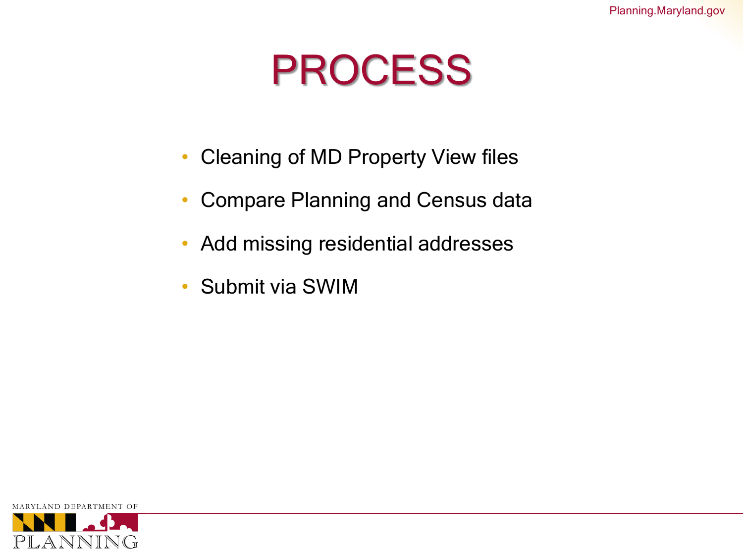# PROCESS

- Cleaning of MD Property View files
- Compare Planning and Census data
- Add missing residential addresses
- Submit via SWIM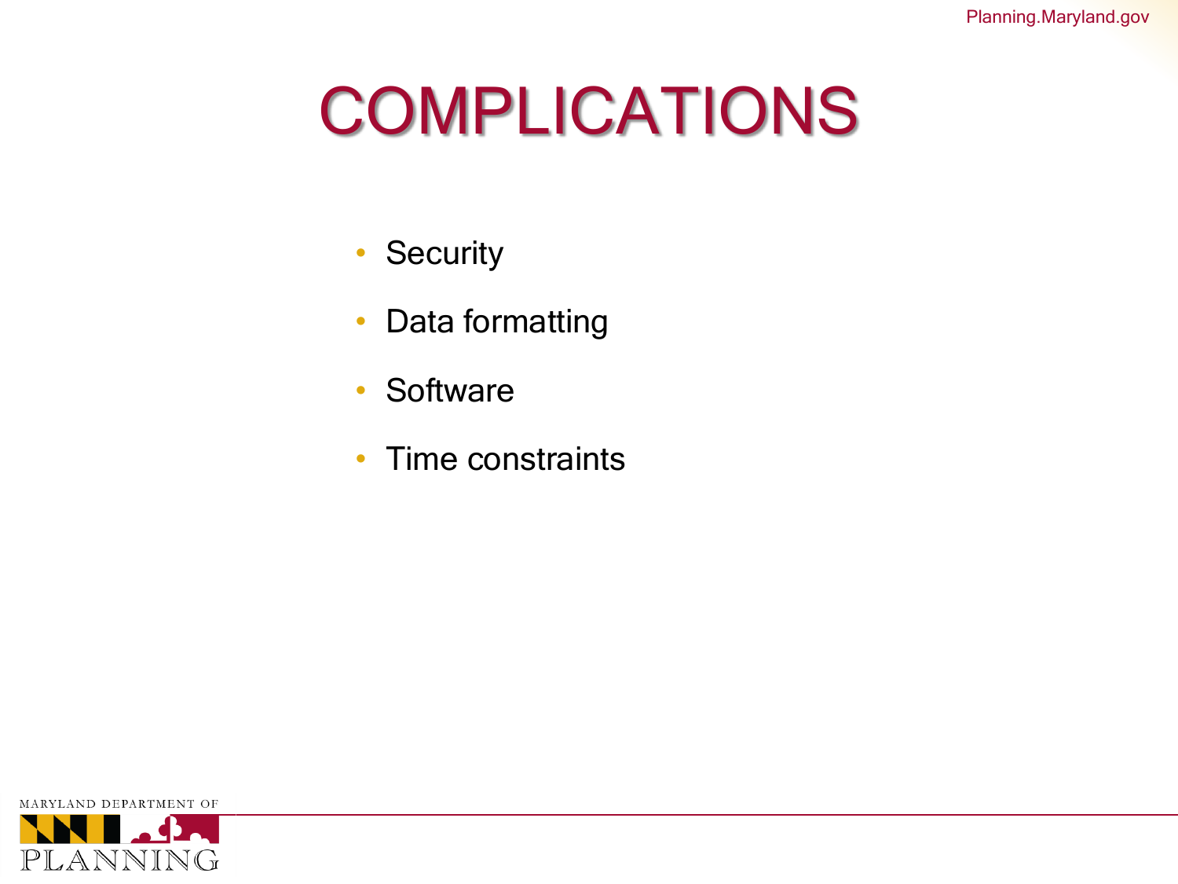# COMPLICATIONS

- Security
- Data formatting
- Software
- Time constraints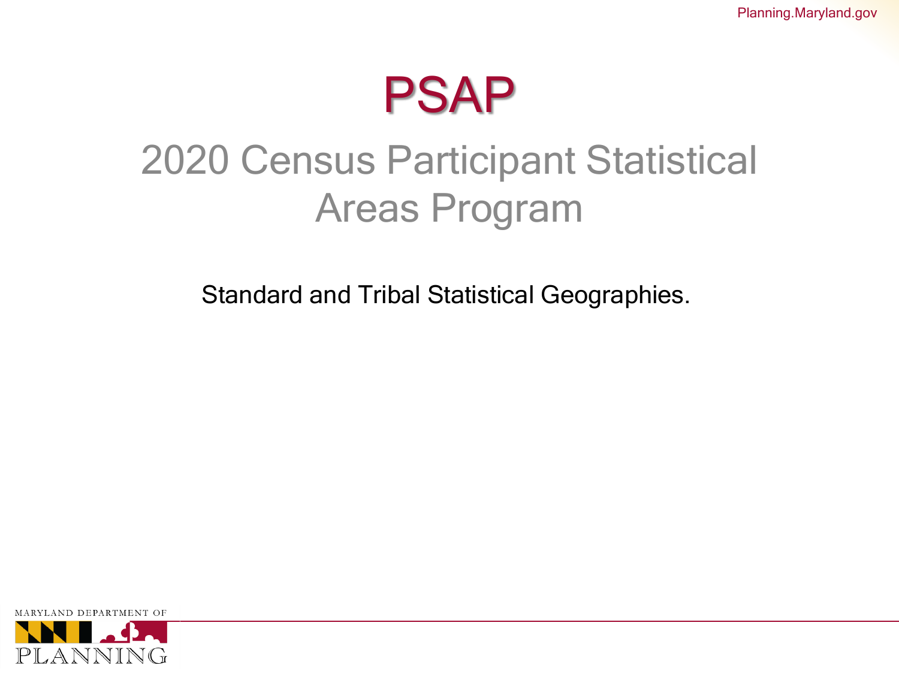# PSAP

## 2020 Census Participant Statistical Areas Program

Standard and Tribal Statistical Geographies.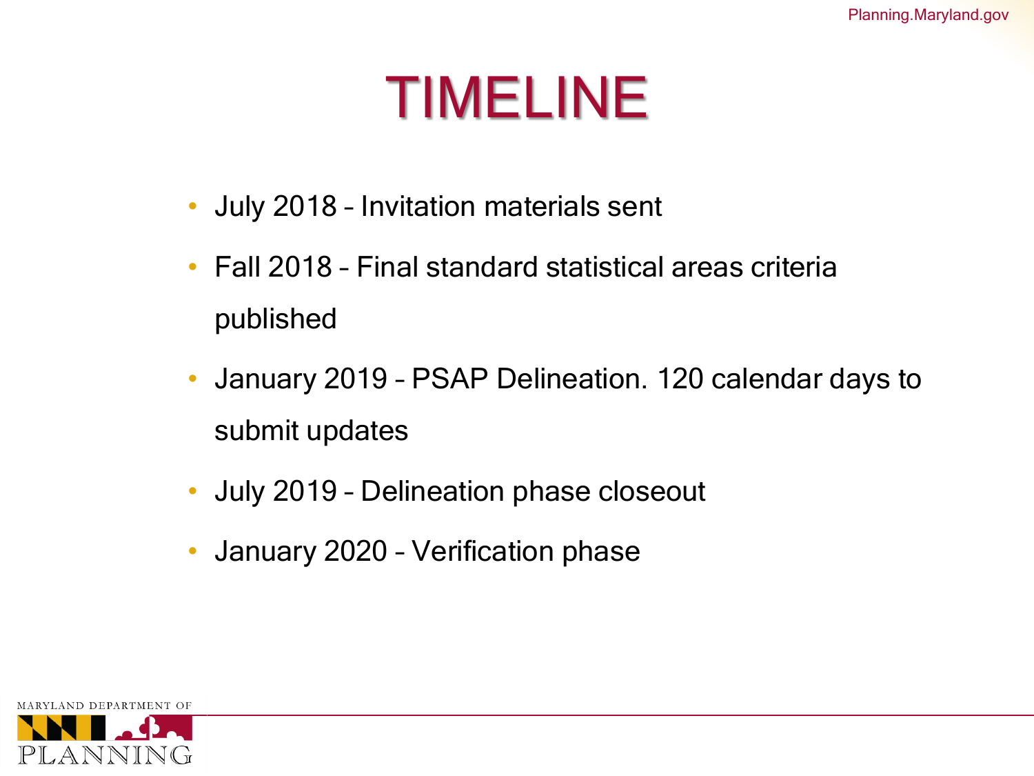# TIMELINE

- July 2018 – Invitation materials sent
- Fall 2018 – Final standard statistical areas criteria published
- January 2019 – PSAP Delineation. 120 calendar days to submit updates
- July 2019 – Delineation phase closeout
- January 2020 – Verification phase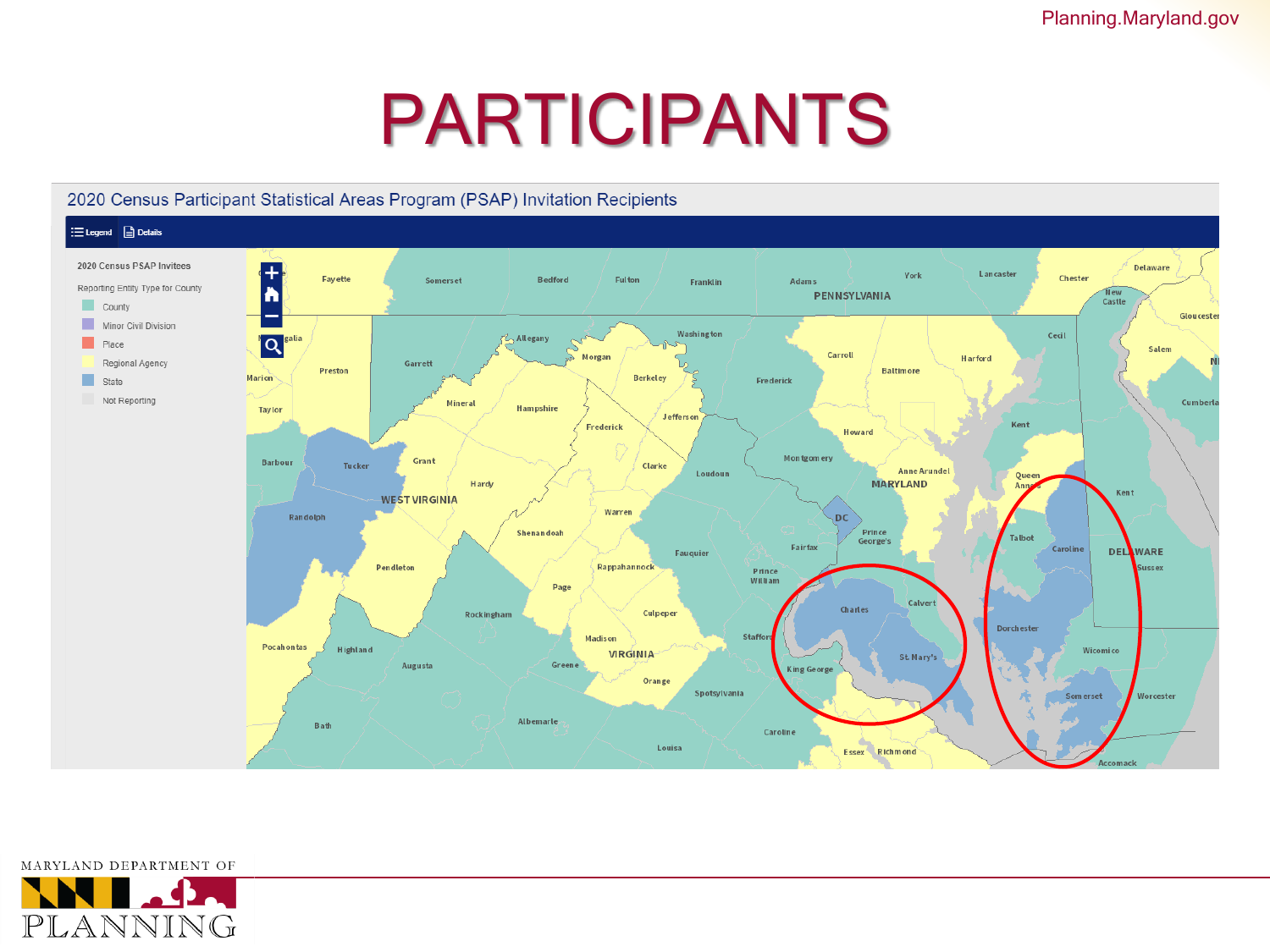# PARTICIPANTS

2020 Census Participant Statistical Areas Program (PSAP) Invitation Recipients

Legend Details

2020 Census PSAP Invitees

Reporting Entity Type for County

- County
- Minor Civil Division
- Place
- Regional Agency
- State
- Not Reporting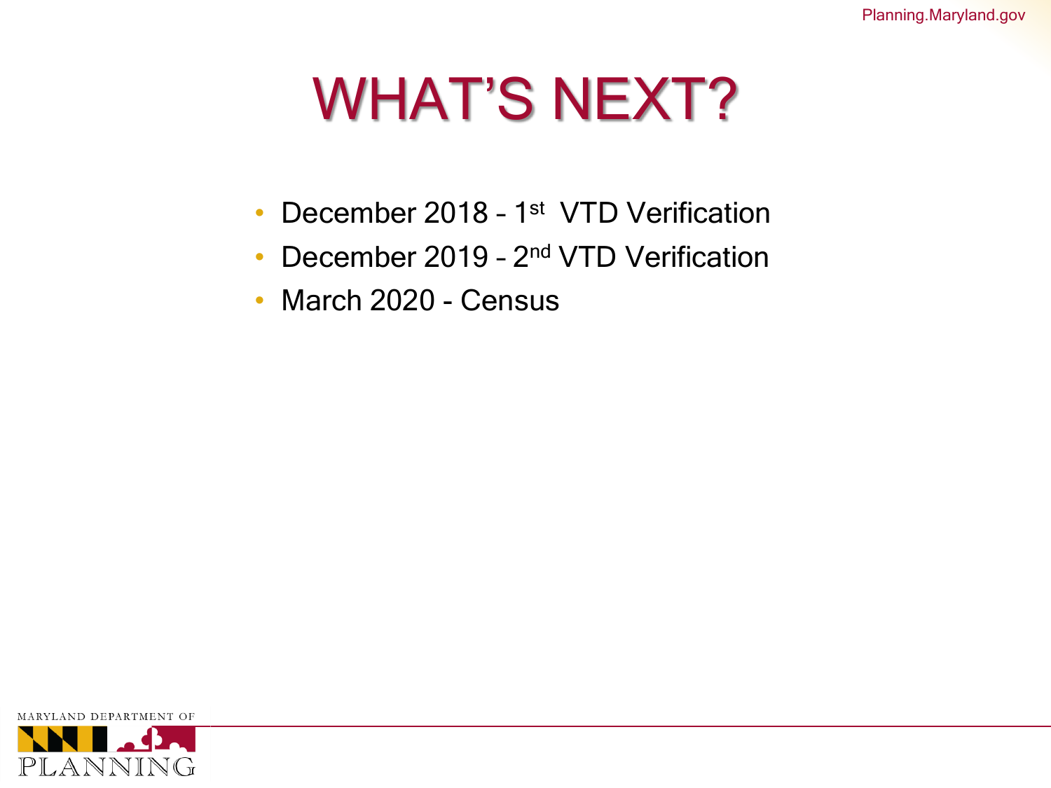# WHAT'S NEXT?

- December 2018 – 1st VTD Verification
- December 2019 – 2nd VTD Verification
- March 2020 - Census